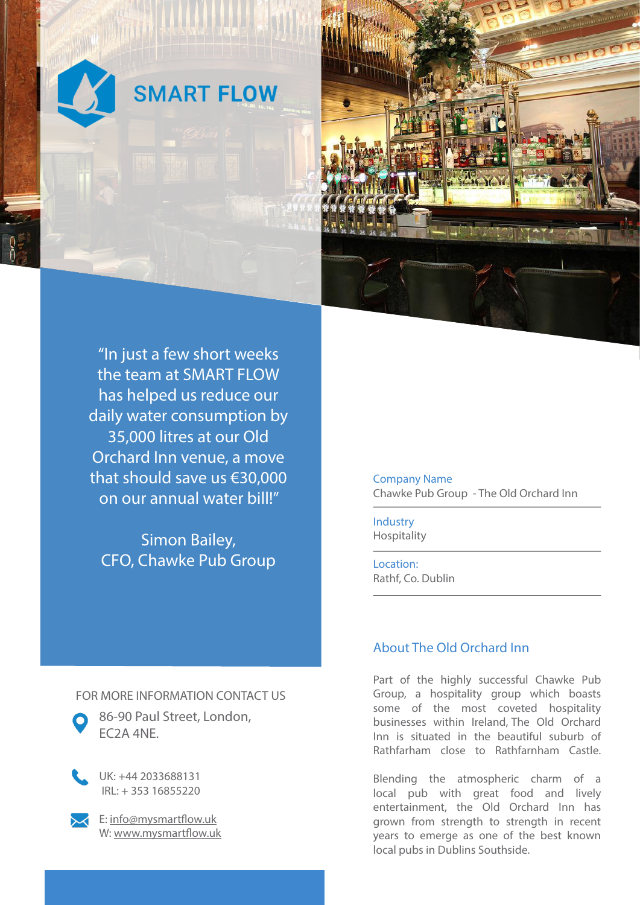# SMART FLOW

> "In just a few short weeks the team at SMART FLOW has helped us reduce our daily water consumption by 35,000 litres at our Old Orchard Inn venue, a move that should save us €30,000 on our annual water bill!"

Simon Bailey,
CFO, Chawke Pub Group

**Company Name**
Chawke Pub Group - The Old Orchard Inn

**Industry**
Hospitality

**Location:**
Rathf, Co. Dublin

## About The Old Orchard Inn

Part of the highly successful Chawke Pub Group, a hospitality group which boasts some of the most coveted hospitality businesses within Ireland, The Old Orchard Inn is situated in the beautiful suburb of Rathfarham close to Rathfarnham Castle.

Blending the atmospheric charm of a local pub with great food and lively entertainment, the Old Orchard Inn has grown from strength to strength in recent years to emerge as one of the best known local pubs in Dublins Southside.

FOR MORE INFORMATION CONTACT US

86-90 Paul Street, London,
EC2A 4NE.

UK: +44 2033688131
IRL: + 353 16855220

E: info@mysmartflow.uk
W: www.mysmartflow.uk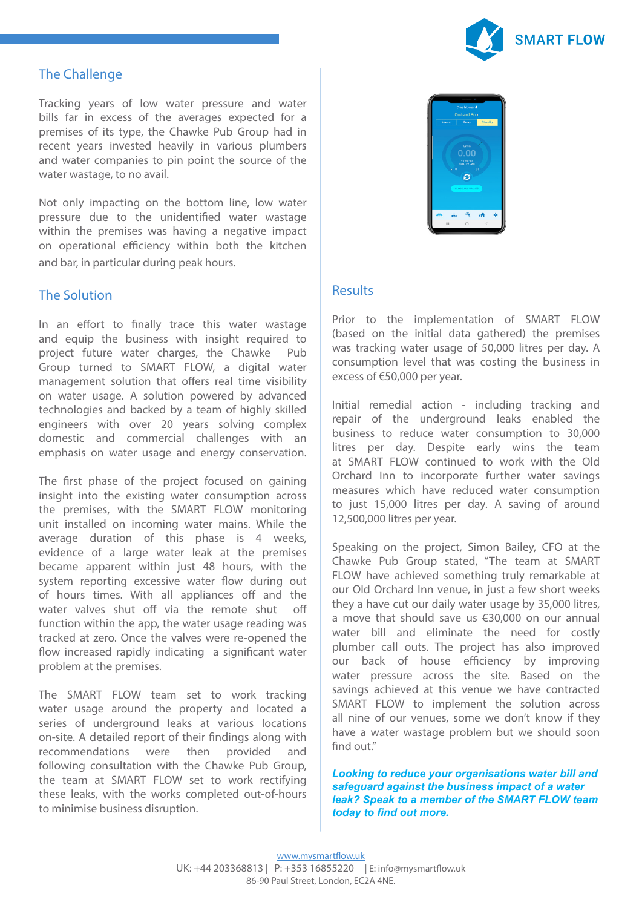## The Challenge

Tracking years of low water pressure and water bills far in excess of the averages expected for a premises of its type, the Chawke Pub Group had in recent years invested heavily in various plumbers and water companies to pin point the source of the water wastage, to no avail.

Not only impacting on the bottom line, low water pressure due to the unidentified water wastage within the premises was having a negative impact on operational efficiency within both the kitchen and bar, in particular during peak hours.

## The Solution

In an effort to finally trace this water wastage and equip the business with insight required to project future water charges, the Chawke Pub Group turned to SMART FLOW, a digital water management solution that offers real time visibility on water usage. A solution powered by advanced technologies and backed by a team of highly skilled engineers with over 20 years solving complex domestic and commercial challenges with an emphasis on water usage and energy conservation.

The first phase of the project focused on gaining insight into the existing water consumption across the premises, with the SMART FLOW monitoring unit installed on incoming water mains. While the average duration of this phase is 4 weeks, evidence of a large water leak at the premises became apparent within just 48 hours, with the system reporting excessive water flow during out of hours times. With all appliances off and the water valves shut off via the remote shut off function within the app, the water usage reading was tracked at zero. Once the valves were re-opened the flow increased rapidly indicating a significant water problem at the premises.

The SMART FLOW team set to work tracking water usage around the property and located a series of underground leaks at various locations on-site. A detailed report of their findings along with recommendations were then provided and following consultation with the Chawke Pub Group, the team at SMART FLOW set to work rectifying these leaks, with the works completed out-of-hours to minimise business disruption.

## Results

Prior to the implementation of SMART FLOW (based on the initial data gathered) the premises was tracking water usage of 50,000 litres per day. A consumption level that was costing the business in excess of €50,000 per year.

Initial remedial action - including tracking and repair of the underground leaks enabled the business to reduce water consumption to 30,000 litres per day. Despite early wins the team at SMART FLOW continued to work with the Old Orchard Inn to incorporate further water savings measures which have reduced water consumption to just 15,000 litres per day. A saving of around 12,500,000 litres per year.

Speaking on the project, Simon Bailey, CFO at the Chawke Pub Group stated, "The team at SMART FLOW have achieved something truly remarkable at our Old Orchard Inn venue, in just a few short weeks they a have cut our daily water usage by 35,000 litres, a move that should save us €30,000 on our annual water bill and eliminate the need for costly plumber call outs. The project has also improved our back of house efficiency by improving water pressure across the site. Based on the savings achieved at this venue we have contracted SMART FLOW to implement the solution across all nine of our venues, some we don't know if they have a water wastage problem but we should soon find out."

***Looking to reduce your organisations water bill and safeguard against the business impact of a water leak? Speak to a member of the SMART FLOW team today to find out more.***

www.mysmartflow.uk
UK: +44 203368813 | P: +353 16855220 | E: info@mysmartflow.uk
86-90 Paul Street, London, EC2A 4NE.